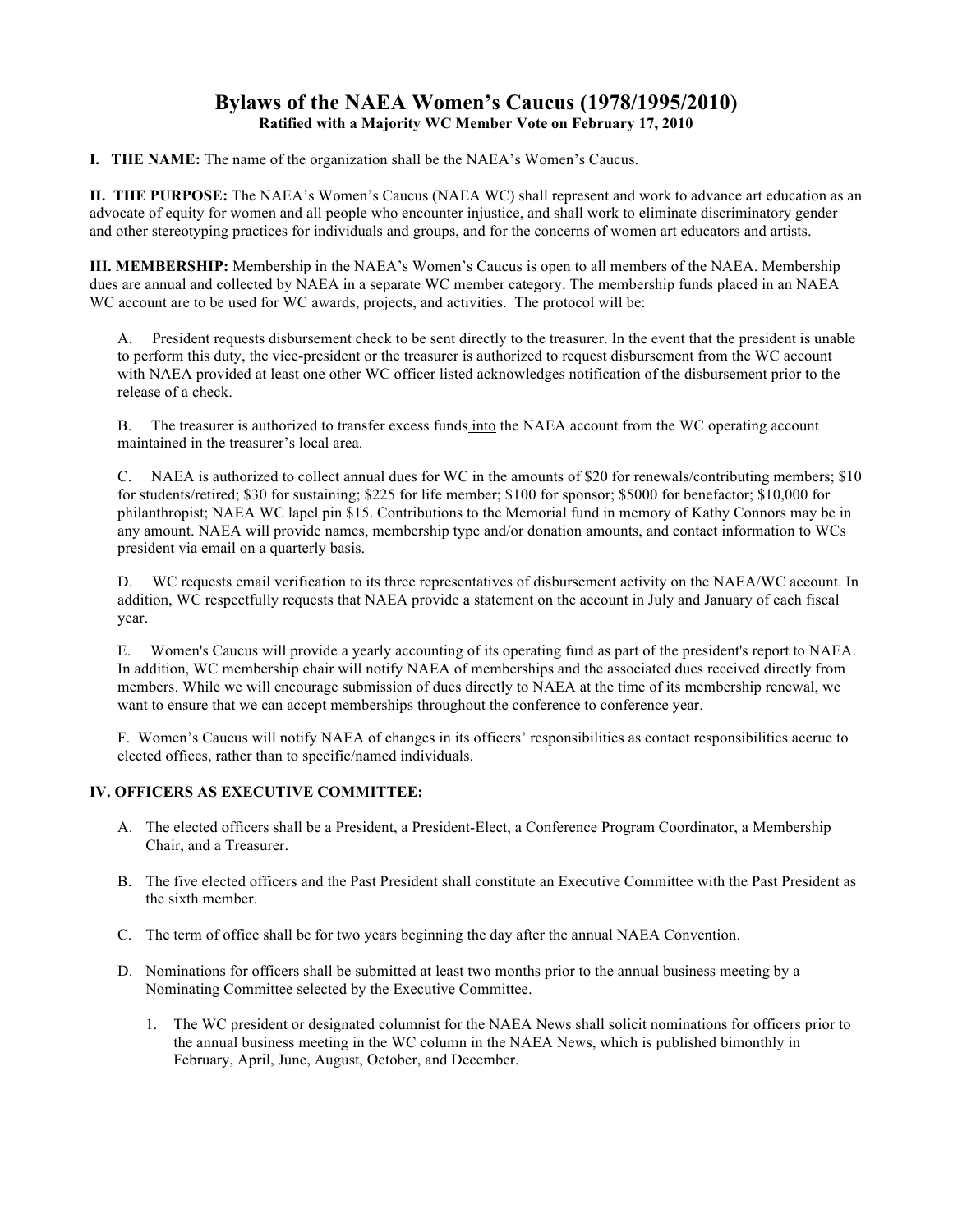# Bylaws of the NAEA Women's Caucus (1978/1995/2010)

**Ratified with a Majority WC Member Vote on February 17, 2010**

**I. THE NAME:** The name of the organization shall be the NAEA's Women's Caucus.

**II. THE PURPOSE:** The NAEA's Women's Caucus (NAEA WC) shall represent and work to advance art education as an advocate of equity for women and all people who encounter injustice, and shall work to eliminate discriminatory gender and other stereotyping practices for individuals and groups, and for the concerns of women art educators and artists.

**III. MEMBERSHIP:** Membership in the NAEA's Women's Caucus is open to all members of the NAEA. Membership dues are annual and collected by NAEA in a separate WC member category. The membership funds placed in an NAEA WC account are to be used for WC awards, projects, and activities. The protocol will be:

A. President requests disbursement check to be sent directly to the treasurer. In the event that the president is unable to perform this duty, the vice-president or the treasurer is authorized to request disbursement from the WC account with NAEA provided at least one other WC officer listed acknowledges notification of the disbursement prior to the release of a check.

B. The treasurer is authorized to transfer excess funds into the NAEA account from the WC operating account maintained in the treasurer's local area.

C. NAEA is authorized to collect annual dues for WC in the amounts of $20 for renewals/contributing members; $10 for students/retired; $30 for sustaining; $225 for life member; $100 for sponsor; $5000 for benefactor; $10,000 for philanthropist; NAEA WC lapel pin $15. Contributions to the Memorial fund in memory of Kathy Connors may be in any amount. NAEA will provide names, membership type and/or donation amounts, and contact information to WCs president via email on a quarterly basis.

D. WC requests email verification to its three representatives of disbursement activity on the NAEA/WC account. In addition, WC respectfully requests that NAEA provide a statement on the account in July and January of each fiscal year.

E. Women's Caucus will provide a yearly accounting of its operating fund as part of the president's report to NAEA. In addition, WC membership chair will notify NAEA of memberships and the associated dues received directly from members. While we will encourage submission of dues directly to NAEA at the time of its membership renewal, we want to ensure that we can accept memberships throughout the conference to conference year.

F. Women's Caucus will notify NAEA of changes in its officers' responsibilities as contact responsibilities accrue to elected offices, rather than to specific/named individuals.

**IV. OFFICERS AS EXECUTIVE COMMITTEE:**

A. The elected officers shall be a President, a President-Elect, a Conference Program Coordinator, a Membership Chair, and a Treasurer.

B. The five elected officers and the Past President shall constitute an Executive Committee with the Past President as the sixth member.

C. The term of office shall be for two years beginning the day after the annual NAEA Convention.

D. Nominations for officers shall be submitted at least two months prior to the annual business meeting by a Nominating Committee selected by the Executive Committee.

1. The WC president or designated columnist for the NAEA News shall solicit nominations for officers prior to the annual business meeting in the WC column in the NAEA News, which is published bimonthly in February, April, June, August, October, and December.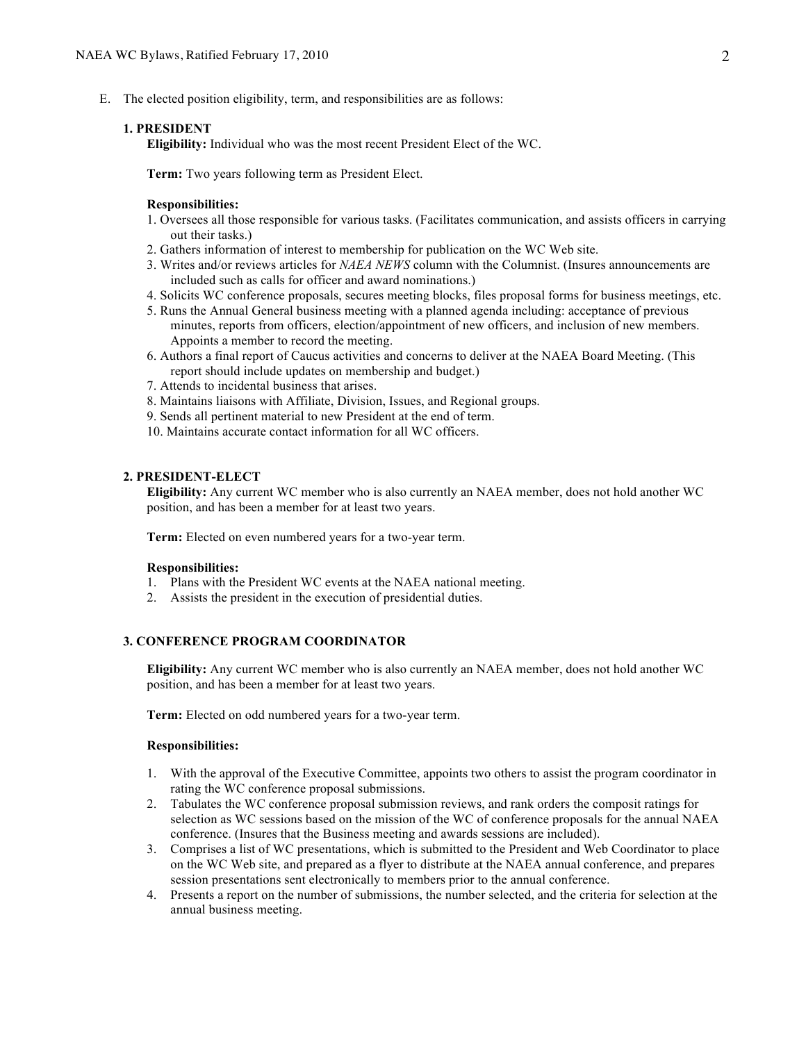E. The elected position eligibility, term, and responsibilities are as follows:

**1. PRESIDENT**

**Eligibility:** Individual who was the most recent President Elect of the WC.

**Term:** Two years following term as President Elect.

**Responsibilities:**

1. Oversees all those responsible for various tasks. (Facilitates communication, and assists officers in carrying out their tasks.)
2. Gathers information of interest to membership for publication on the WC Web site.
3. Writes and/or reviews articles for *NAEA NEWS* column with the Columnist. (Insures announcements are included such as calls for officer and award nominations.)
4. Solicits WC conference proposals, secures meeting blocks, files proposal forms for business meetings, etc.
5. Runs the Annual General business meeting with a planned agenda including: acceptance of previous minutes, reports from officers, election/appointment of new officers, and inclusion of new members. Appoints a member to record the meeting.
6. Authors a final report of Caucus activities and concerns to deliver at the NAEA Board Meeting. (This report should include updates on membership and budget.)
7. Attends to incidental business that arises.
8. Maintains liaisons with Affiliate, Division, Issues, and Regional groups.
9. Sends all pertinent material to new President at the end of term.
10. Maintains accurate contact information for all WC officers.

**2. PRESIDENT-ELECT**

**Eligibility:** Any current WC member who is also currently an NAEA member, does not hold another WC position, and has been a member for at least two years.

**Term:** Elected on even numbered years for a two-year term.

**Responsibilities:**

1. Plans with the President WC events at the NAEA national meeting.
2. Assists the president in the execution of presidential duties.

**3. CONFERENCE PROGRAM COORDINATOR**

**Eligibility:** Any current WC member who is also currently an NAEA member, does not hold another WC position, and has been a member for at least two years.

**Term:** Elected on odd numbered years for a two-year term.

**Responsibilities:**

1. With the approval of the Executive Committee, appoints two others to assist the program coordinator in rating the WC conference proposal submissions.
2. Tabulates the WC conference proposal submission reviews, and rank orders the composit ratings for selection as WC sessions based on the mission of the WC of conference proposals for the annual NAEA conference. (Insures that the Business meeting and awards sessions are included).
3. Comprises a list of WC presentations, which is submitted to the President and Web Coordinator to place on the WC Web site, and prepared as a flyer to distribute at the NAEA annual conference, and prepares session presentations sent electronically to members prior to the annual conference.
4. Presents a report on the number of submissions, the number selected, and the criteria for selection at the annual business meeting.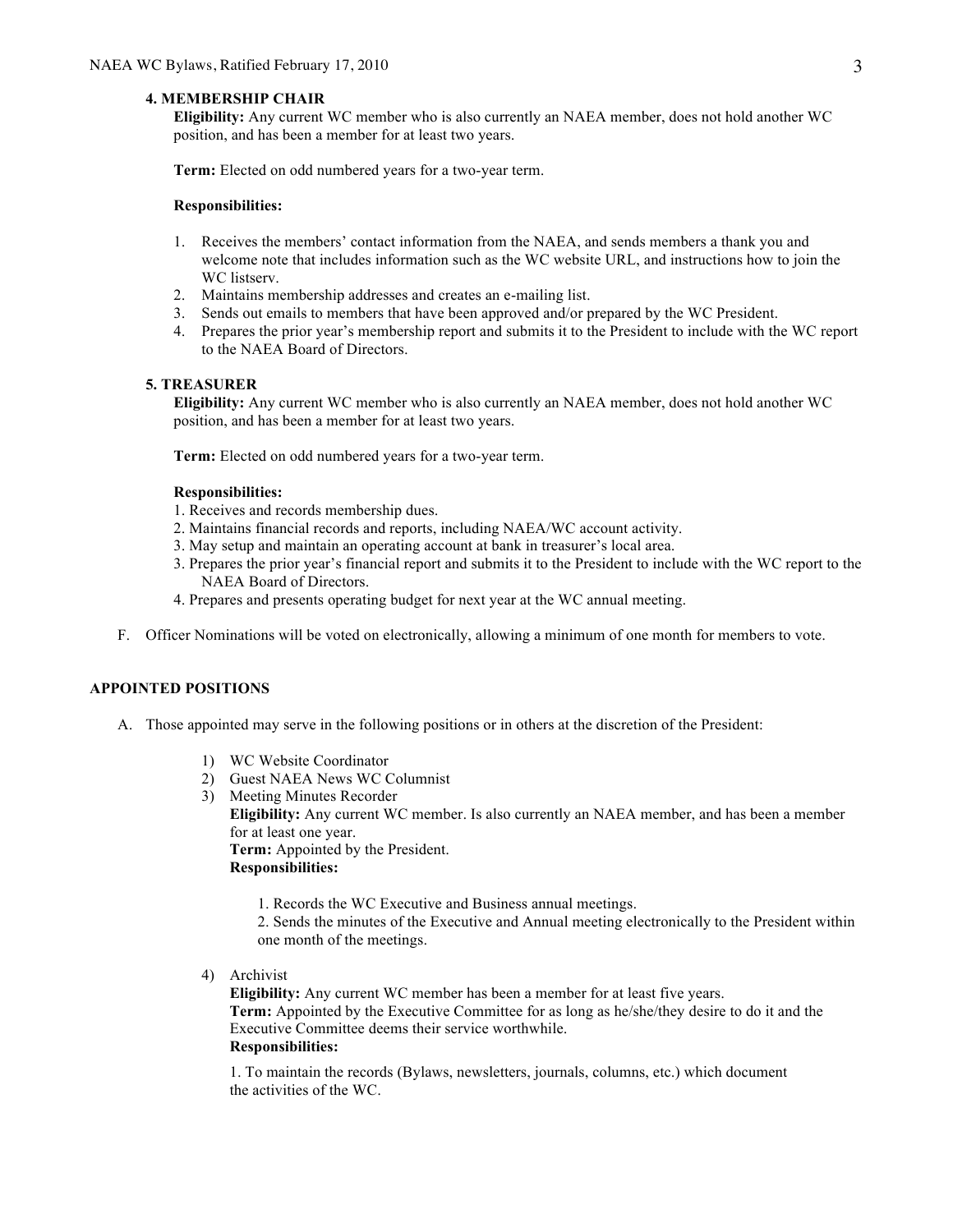**4. MEMBERSHIP CHAIR**

**Eligibility:** Any current WC member who is also currently an NAEA member, does not hold another WC position, and has been a member for at least two years.

**Term:** Elected on odd numbered years for a two-year term.

**Responsibilities:**

1. Receives the members' contact information from the NAEA, and sends members a thank you and welcome note that includes information such as the WC website URL, and instructions how to join the WC listserv.
2. Maintains membership addresses and creates an e-mailing list.
3. Sends out emails to members that have been approved and/or prepared by the WC President.
4. Prepares the prior year's membership report and submits it to the President to include with the WC report to the NAEA Board of Directors.

**5. TREASURER**

**Eligibility:** Any current WC member who is also currently an NAEA member, does not hold another WC position, and has been a member for at least two years.

**Term:** Elected on odd numbered years for a two-year term.

**Responsibilities:**

1. Receives and records membership dues.
2. Maintains financial records and reports, including NAEA/WC account activity.
3. May setup and maintain an operating account at bank in treasurer's local area.
3. Prepares the prior year's financial report and submits it to the President to include with the WC report to the NAEA Board of Directors.
4. Prepares and presents operating budget for next year at the WC annual meeting.

F. Officer Nominations will be voted on electronically, allowing a minimum of one month for members to vote.

**APPOINTED POSITIONS**

A. Those appointed may serve in the following positions or in others at the discretion of the President:

1) WC Website Coordinator
2) Guest NAEA News WC Columnist
3) Meeting Minutes Recorder
   **Eligibility:** Any current WC member. Is also currently an NAEA member, and has been a member for at least one year.
   **Term:** Appointed by the President.
   **Responsibilities:**

   1. Records the WC Executive and Business annual meetings.
   2. Sends the minutes of the Executive and Annual meeting electronically to the President within one month of the meetings.

4) Archivist
   **Eligibility:** Any current WC member has been a member for at least five years.
   **Term:** Appointed by the Executive Committee for as long as he/she/they desire to do it and the Executive Committee deems their service worthwhile.
   **Responsibilities:**

   1. To maintain the records (Bylaws, newsletters, journals, columns, etc.) which document the activities of the WC.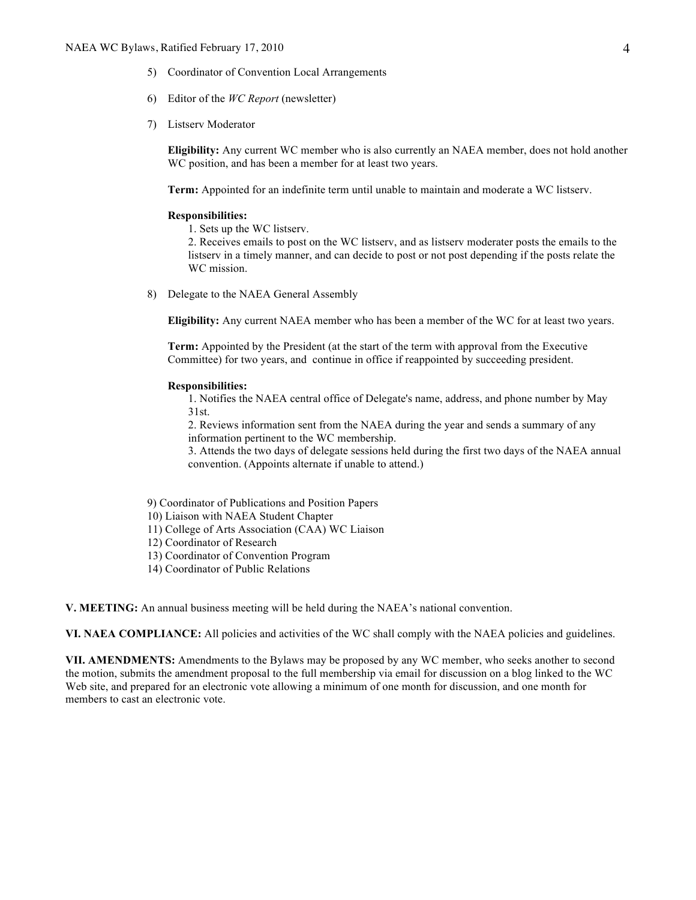5) Coordinator of Convention Local Arrangements

6) Editor of the *WC Report* (newsletter)

7) Listserv Moderator

   **Eligibility:** Any current WC member who is also currently an NAEA member, does not hold another WC position, and has been a member for at least two years.

   **Term:** Appointed for an indefinite term until unable to maintain and moderate a WC listserv.

   **Responsibilities:**
   1. Sets up the WC listserv.
   2. Receives emails to post on the WC listserv, and as listserv moderater posts the emails to the listserv in a timely manner, and can decide to post or not post depending if the posts relate the WC mission.

8) Delegate to the NAEA General Assembly

   **Eligibility:** Any current NAEA member who has been a member of the WC for at least two years.

   **Term:** Appointed by the President (at the start of the term with approval from the Executive Committee) for two years, and continue in office if reappointed by succeeding president.

   **Responsibilities:**
   1. Notifies the NAEA central office of Delegate's name, address, and phone number by May 31st.
   2. Reviews information sent from the NAEA during the year and sends a summary of any information pertinent to the WC membership.
   3. Attends the two days of delegate sessions held during the first two days of the NAEA annual convention. (Appoints alternate if unable to attend.)

9) Coordinator of Publications and Position Papers
10) Liaison with NAEA Student Chapter
11) College of Arts Association (CAA) WC Liaison
12) Coordinator of Research
13) Coordinator of Convention Program
14) Coordinator of Public Relations

**V. MEETING:** An annual business meeting will be held during the NAEA's national convention.

**VI. NAEA COMPLIANCE:** All policies and activities of the WC shall comply with the NAEA policies and guidelines.

**VII. AMENDMENTS:** Amendments to the Bylaws may be proposed by any WC member, who seeks another to second the motion, submits the amendment proposal to the full membership via email for discussion on a blog linked to the WC Web site, and prepared for an electronic vote allowing a minimum of one month for discussion, and one month for members to cast an electronic vote.